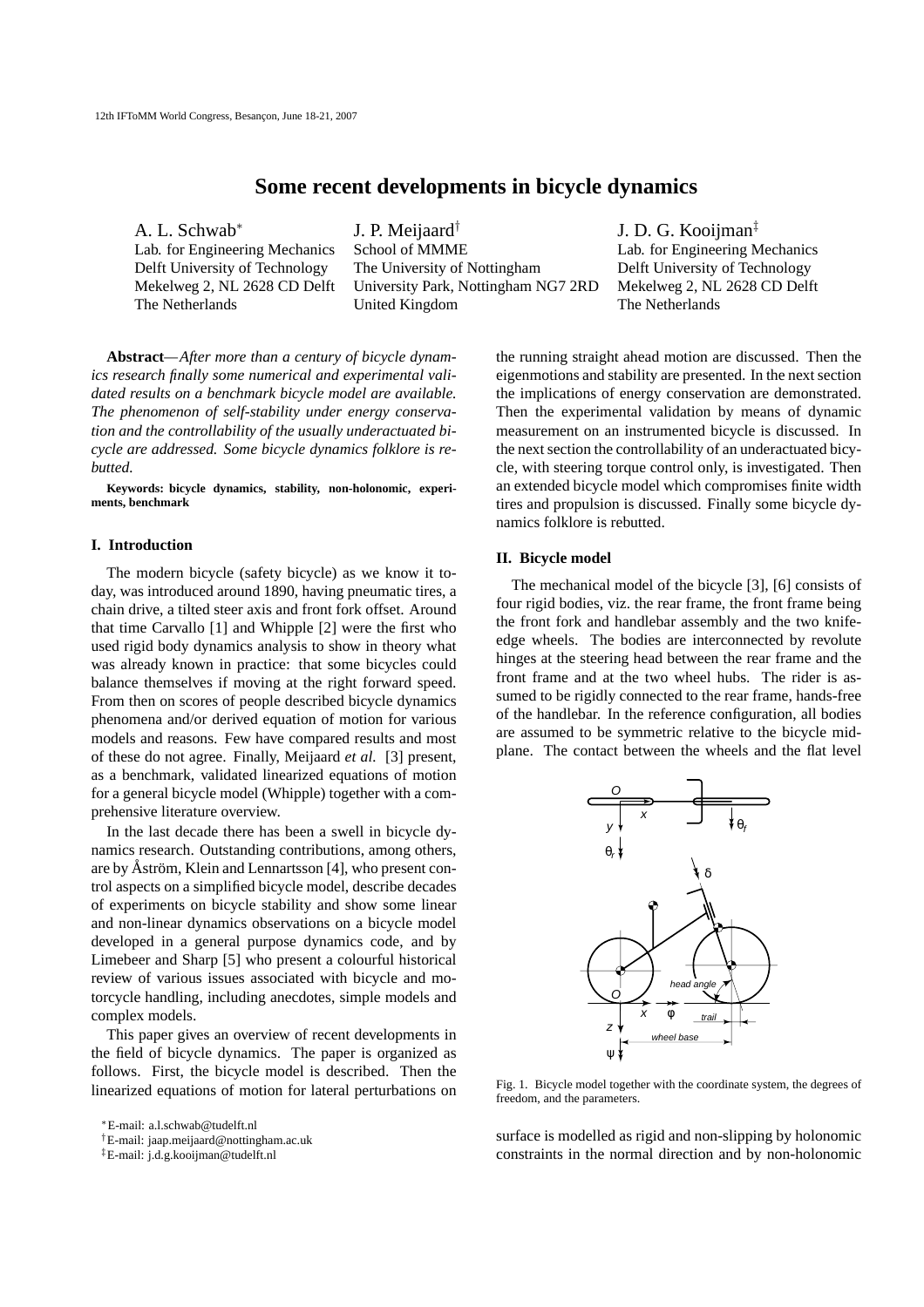# Some recent developments in bicycle dynamics

A. L. Schwab*
Lab. for Engineering Mechanics
Delft University of Technology
Mekelweg 2, NL 2628 CD Delft
The Netherlands

J. P. Meijaard†
School of MMME
The University of Nottingham
University Park, Nottingham NG7 2RD
United Kingdom

J. D. G. Kooijman‡
Lab. for Engineering Mechanics
Delft University of Technology
Mekelweg 2, NL 2628 CD Delft
The Netherlands

**Abstract**—*After more than a century of bicycle dynamics research finally some numerical and experimental validated results on a benchmark bicycle model are available. The phenomenon of self-stability under energy conservation and the controllability of the usually underactuated bicycle are addressed. Some bicycle dynamics folklore is rebutted.*

**Keywords: bicycle dynamics, stability, non-holonomic, experiments, benchmark**

## I. Introduction

The modern bicycle (safety bicycle) as we know it today, was introduced around 1890, having pneumatic tires, a chain drive, a tilted steer axis and front fork offset. Around that time Carvallo [1] and Whipple [2] were the first who used rigid body dynamics analysis to show in theory what was already known in practice: that some bicycles could balance themselves if moving at the right forward speed. From then on scores of people described bicycle dynamics phenomena and/or derived equation of motion for various models and reasons. Few have compared results and most of these do not agree. Finally, Meijaard *et al.* [3] present, as a benchmark, validated linearized equations of motion for a general bicycle model (Whipple) together with a comprehensive literature overview.

In the last decade there has been a swell in bicycle dynamics research. Outstanding contributions, among others, are by Åström, Klein and Lennartsson [4], who present control aspects on a simplified bicycle model, describe decades of experiments on bicycle stability and show some linear and non-linear dynamics observations on a bicycle model developed in a general purpose dynamics code, and by Limebeer and Sharp [5] who present a colourful historical review of various issues associated with bicycle and motorcycle handling, including anecdotes, simple models and complex models.

This paper gives an overview of recent developments in the field of bicycle dynamics. The paper is organized as follows. First, the bicycle model is described. Then the linearized equations of motion for lateral perturbations on the running straight ahead motion are discussed. Then the eigenmotions and stability are presented. In the next section the implications of energy conservation are demonstrated. Then the experimental validation by means of dynamic measurement on an instrumented bicycle is discussed. In the next section the controllability of an underactuated bicycle, with steering torque control only, is investigated. Then an extended bicycle model which compromises finite width tires and propulsion is discussed. Finally some bicycle dynamics folklore is rebutted.

## II. Bicycle model

The mechanical model of the bicycle [3], [6] consists of four rigid bodies, viz. the rear frame, the front frame being the front fork and handlebar assembly and the two knife-edge wheels. The bodies are interconnected by revolute hinges at the steering head between the rear frame and the front frame and at the two wheel hubs. The rider is assumed to be rigidly connected to the rear frame, hands-free of the handlebar. In the reference configuration, all bodies are assumed to be symmetric relative to the bicycle mid-plane. The contact between the wheels and the flat level surface is modelled as rigid and non-slipping by holonomic constraints in the normal direction and by non-holonomic

Fig. 1. Bicycle model together with the coordinate system, the degrees of freedom, and the parameters.

*E-mail: a.l.schwab@tudelft.nl
†E-mail: jaap.meijaard@nottingham.ac.uk
‡E-mail: j.d.g.kooijman@tudelft.nl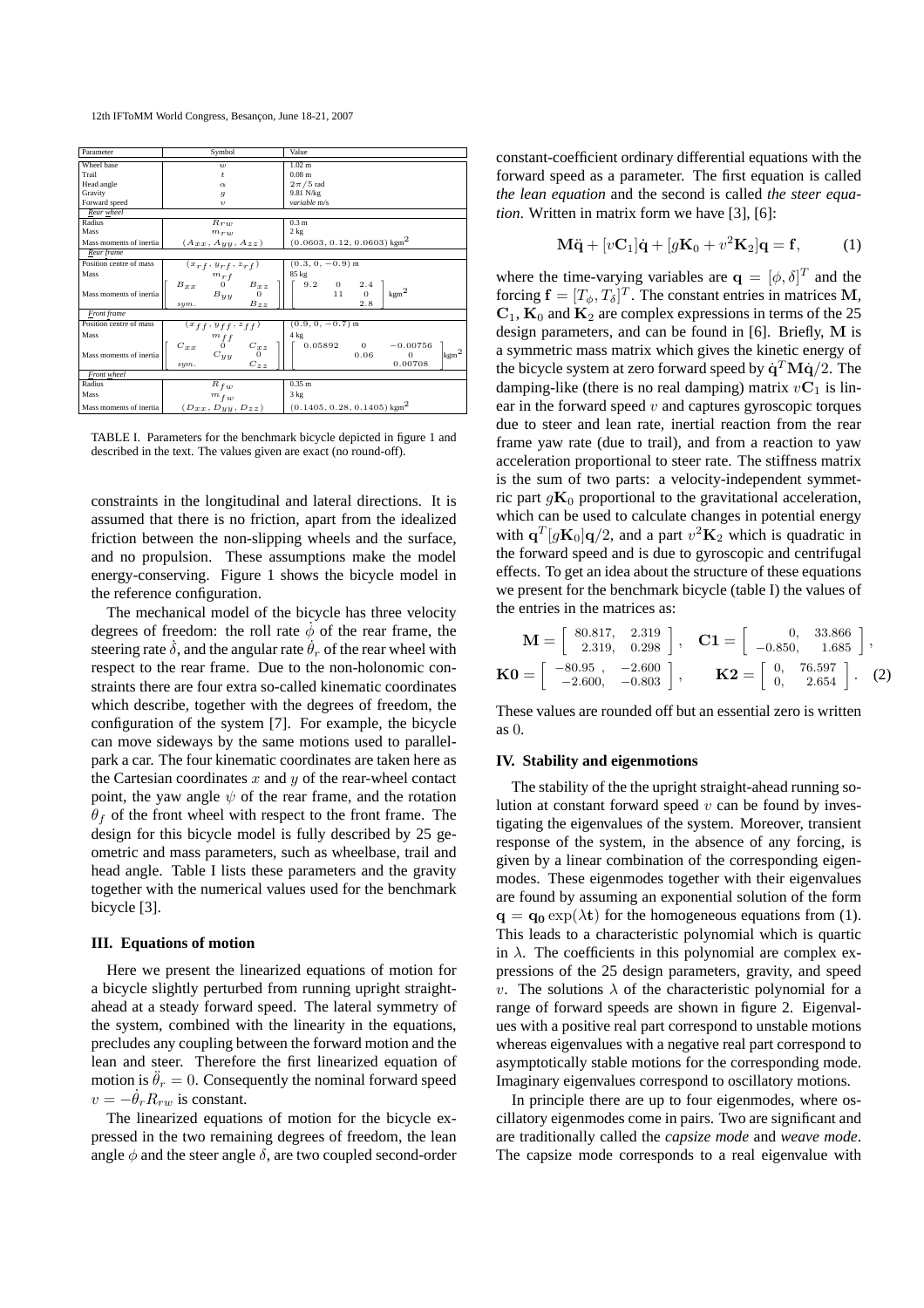| Parameter | Symbol | Value |
|---|---|---|
| Wheel base | $w$ | 1.02 m |
| Trail | $t$ | 0.08 m |
| Head angle | $\alpha$ | $2\pi/5$ rad |
| Gravity | $g$ | 9.81 N/kg |
| Forward speed | $v$ | *variable* m/s |
| *Rear wheel* | | |
| Radius | $R_{rw}$ | 0.3 m |
| Mass | $m_{rw}$ | 2 kg |
| Mass moments of inertia | $(A_{xx}, A_{yy}, A_{zz})$ | $(0.0603, 0.12, 0.0603)$ kgm$^2$ |
| *Rear frame* | | |
| Position centre of mass | $(x_{rf}, y_{rf}, z_{rf})$ | $(0.3, 0, -0.9)$ m |
| Mass | $m_{rf}$ | 85 kg |
| Mass moments of inertia | $\begin{bmatrix} B_{xx} & 0 & B_{xz} \\ & B_{yy} & 0 \\ sym. & & B_{zz} \end{bmatrix}$ | $\begin{bmatrix} 9.2 & 0 & 2.4 \\ & 11 & 0 \\ & & 2.8 \end{bmatrix}$ kgm$^2$ |
| *Front frame* | | |
| Position centre of mass | $(x_{ff}, y_{ff}, z_{ff})$ | $(0.9, 0, -0.7)$ m |
| Mass | $m_{ff}$ | 4 kg |
| Mass moments of inertia | $\begin{bmatrix} C_{xx} & 0 & C_{xz} \\ & C_{yy} & 0 \\ sym. & & C_{zz} \end{bmatrix}$ | $\begin{bmatrix} 0.05892 & 0 & -0.00756 \\ & 0.06 & 0 \\ & & 0.00708 \end{bmatrix}$ kgm$^2$ |
| *Front wheel* | | |
| Radius | $R_{fw}$ | 0.35 m |
| Mass | $m_{fw}$ | 3 kg |
| Mass moments of inertia | $(D_{xx}, D_{yy}, D_{zz})$ | $(0.1405, 0.28, 0.1405)$ kgm$^2$ |

TABLE I. Parameters for the benchmark bicycle depicted in figure 1 and described in the text. The values given are exact (no round-off).

constraints in the longitudinal and lateral directions. It is assumed that there is no friction, apart from the idealized friction between the non-slipping wheels and the surface, and no propulsion. These assumptions make the model energy-conserving. Figure 1 shows the bicycle model in the reference configuration.

The mechanical model of the bicycle has three velocity degrees of freedom: the roll rate $\dot{\phi}$ of the rear frame, the steering rate $\dot{\delta}$, and the angular rate $\dot{\theta}_r$ of the rear wheel with respect to the rear frame. Due to the non-holonomic constraints there are four extra so-called kinematic coordinates which describe, together with the degrees of freedom, the configuration of the system [7]. For example, the bicycle can move sideways by the same motions used to parallel-park a car. The four kinematic coordinates are taken here as the Cartesian coordinates $x$ and $y$ of the rear-wheel contact point, the yaw angle $\psi$ of the rear frame, and the rotation $\theta_f$ of the front wheel with respect to the front frame. The design for this bicycle model is fully described by 25 geometric and mass parameters, such as wheelbase, trail and head angle. Table I lists these parameters and the gravity together with the numerical values used for the benchmark bicycle [3].

### III. Equations of motion

Here we present the linearized equations of motion for a bicycle slightly perturbed from running upright straight-ahead at a steady forward speed. The lateral symmetry of the system, combined with the linearity in the equations, precludes any coupling between the forward motion and the lean and steer. Therefore the first linearized equation of motion is $\ddot{\theta}_r = 0$. Consequently the nominal forward speed $v = -\dot{\theta}_r R_{rw}$ is constant.

The linearized equations of motion for the bicycle expressed in the two remaining degrees of freedom, the lean angle $\phi$ and the steer angle $\delta$, are two coupled second-order constant-coefficient ordinary differential equations with the forward speed as a parameter. The first equation is called *the lean equation* and the second is called *the steer equation*. Written in matrix form we have [3], [6]:

$$\mathbf{M}\ddot{\mathbf{q}} + [v\mathbf{C}_1]\dot{\mathbf{q}} + [g\mathbf{K}_0 + v^2\mathbf{K}_2]\mathbf{q} = \mathbf{f}, \qquad (1)$$

where the time-varying variables are $\mathbf{q} = [\phi, \delta]^T$ and the forcing $\mathbf{f} = [T_\phi, T_\delta]^T$. The constant entries in matrices $\mathbf{M}$, $\mathbf{C}_1$, $\mathbf{K}_0$ and $\mathbf{K}_2$ are complex expressions in terms of the 25 design parameters, and can be found in [6]. Briefly, $\mathbf{M}$ is a symmetric mass matrix which gives the kinetic energy of the bicycle system at zero forward speed by $\dot{\mathbf{q}}^T\mathbf{M}\dot{\mathbf{q}}/2$. The damping-like (there is no real damping) matrix $v\mathbf{C}_1$ is linear in the forward speed $v$ and captures gyroscopic torques due to steer and lean rate, inertial reaction from the rear frame yaw rate (due to trail), and from a reaction to yaw acceleration proportional to steer rate. The stiffness matrix is the sum of two parts: a velocity-independent symmetric part $g\mathbf{K}_0$ proportional to the gravitational acceleration, which can be used to calculate changes in potential energy with $\mathbf{q}^T[g\mathbf{K}_0]\mathbf{q}/2$, and a part $v^2\mathbf{K}_2$ which is quadratic in the forward speed and is due to gyroscopic and centrifugal effects. To get an idea about the structure of these equations we present for the benchmark bicycle (table I) the values of the entries in the matrices as:

$$\mathbf{M} = \begin{bmatrix} 80.817, & 2.319 \\ 2.319, & 0.298 \end{bmatrix}, \quad \mathbf{C1} = \begin{bmatrix} 0, & 33.866 \\ -0.850, & 1.685 \end{bmatrix},$$
$$\mathbf{K0} = \begin{bmatrix} -80.95\ , & -2.600 \\ -2.600, & -0.803 \end{bmatrix}, \qquad \mathbf{K2} = \begin{bmatrix} 0, & 76.597 \\ 0, & 2.654 \end{bmatrix}. \quad (2)$$

These values are rounded off but an essential zero is written as $0$.

### IV. Stability and eigenmotions

The stability of the the upright straight-ahead running solution at constant forward speed $v$ can be found by investigating the eigenvalues of the system. Moreover, transient response of the system, in the absence of any forcing, is given by a linear combination of the corresponding eigenmodes. These eigenmodes together with their eigenvalues are found by assuming an exponential solution of the form $\mathbf{q} = \mathbf{q_0}\exp(\lambda\mathbf{t})$ for the homogeneous equations from (1). This leads to a characteristic polynomial which is quartic in $\lambda$. The coefficients in this polynomial are complex expressions of the 25 design parameters, gravity, and speed $v$. The solutions $\lambda$ of the characteristic polynomial for a range of forward speeds are shown in figure 2. Eigenvalues with a positive real part correspond to unstable motions whereas eigenvalues with a negative real part correspond to asymptotically stable motions for the corresponding mode. Imaginary eigenvalues correspond to oscillatory motions.

In principle there are up to four eigenmodes, where oscillatory eigenmodes come in pairs. Two are significant and are traditionally called the *capsize mode* and *weave mode*. The capsize mode corresponds to a real eigenvalue with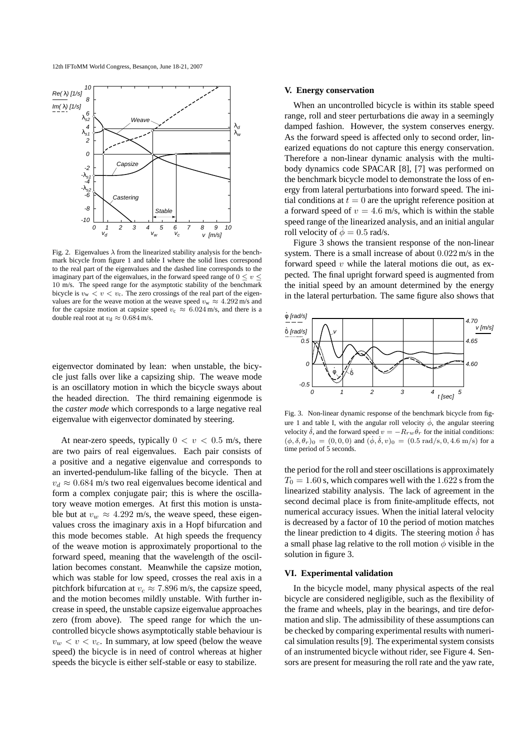Fig. 2. Eigenvalues $\lambda$ from the linearized stability analysis for the benchmark bicycle from figure 1 and table I where the solid lines correspond to the real part of the eigenvalues and the dashed line corresponds to the imaginary part of the eigenvalues, in the forward speed range of $0 \leq v \leq 10$ m/s. The speed range for the asymptotic stability of the benchmark bicycle is $v_w < v < v_c$. The zero crossings of the real part of the eigenvalues are for the weave motion at the weave speed $v_w \approx 4.292$ m/s and for the capsize motion at capsize speed $v_c \approx 6.024$ m/s, and there is a double real root at $v_d \approx 0.684$ m/s.

eigenvector dominated by lean: when unstable, the bicycle just falls over like a capsizing ship. The weave mode is an oscillatory motion in which the bicycle sways about the headed direction. The third remaining eigenmode is the *caster mode* which corresponds to a large negative real eigenvalue with eigenvector dominated by steering.

At near-zero speeds, typically $0 < v < 0.5$ m/s, there are two pairs of real eigenvalues. Each pair consists of a positive and a negative eigenvalue and corresponds to an inverted-pendulum-like falling of the bicycle. Then at $v_d \approx 0.684$ m/s two real eigenvalues become identical and form a complex conjugate pair; this is where the oscillatory weave motion emerges. At first this motion is unstable but at $v_w \approx 4.292$ m/s, the weave speed, these eigenvalues cross the imaginary axis in a Hopf bifurcation and this mode becomes stable. At high speeds the frequency of the weave motion is approximately proportional to the forward speed, meaning that the wavelength of the oscillation becomes constant. Meanwhile the capsize motion, which was stable for low speed, crosses the real axis in a pitchfork bifurcation at $v_c \approx 7.896$ m/s, the capsize speed, and the motion becomes mildly unstable. With further increase in speed, the unstable capsize eigenvalue approaches zero (from above). The speed range for which the uncontrolled bicycle shows asymptotically stable behaviour is $v_w < v < v_c$. In summary, at low speed (below the weave speed) the bicycle is in need of control whereas at higher speeds the bicycle is either self-stable or easy to stabilize.

## V. Energy conservation

When an uncontrolled bicycle is within its stable speed range, roll and steer perturbations die away in a seemingly damped fashion. However, the system conserves energy. As the forward speed is affected only to second order, linearized equations do not capture this energy conservation. Therefore a non-linear dynamic analysis with the multibody dynamics code SPACAR [8], [7] was performed on the benchmark bicycle model to demonstrate the loss of energy from lateral perturbations into forward speed. The initial conditions at $t = 0$ are the upright reference position at a forward speed of $v = 4.6$ m/s, which is within the stable speed range of the linearized analysis, and an initial angular roll velocity of $\dot{\phi} = 0.5$ rad/s.

Figure 3 shows the transient response of the non-linear system. There is a small increase of about $0.022$ m/s in the forward speed $v$ while the lateral motions die out, as expected. The final upright forward speed is augmented from the initial speed by an amount determined by the energy in the lateral perturbation. The same figure also shows that

Fig. 3. Non-linear dynamic response of the benchmark bicycle from figure 1 and table I, with the angular roll velocity $\dot{\phi}$, the angular steering velocity $\dot{\delta}$, and the forward speed $v = -R_{rw}\dot{\theta}_r$ for the initial conditions: $(\phi, \delta, \theta_r)_0 = (0, 0, 0)$ and $(\dot{\phi}, \dot{\delta}, v)_0 = (0.5 \text{ rad/s}, 0, 4.6 \text{ m/s})$ for a time period of 5 seconds.

the period for the roll and steer oscillations is approximately $T_0 = 1.60$ s, which compares well with the $1.622$ s from the linearized stability analysis. The lack of agreement in the second decimal place is from finite-amplitude effects, not numerical accuracy issues. When the initial lateral velocity is decreased by a factor of 10 the period of motion matches the linear prediction to 4 digits. The steering motion $\dot{\delta}$ has a small phase lag relative to the roll motion $\dot{\phi}$ visible in the solution in figure 3.

## VI. Experimental validation

In the bicycle model, many physical aspects of the real bicycle are considered negligible, such as the flexibility of the frame and wheels, play in the bearings, and tire deformation and slip. The admissibility of these assumptions can be checked by comparing experimental results with numerical simulation results [9]. The experimental system consists of an instrumented bicycle without rider, see Figure 4. Sensors are present for measuring the roll rate and the yaw rate,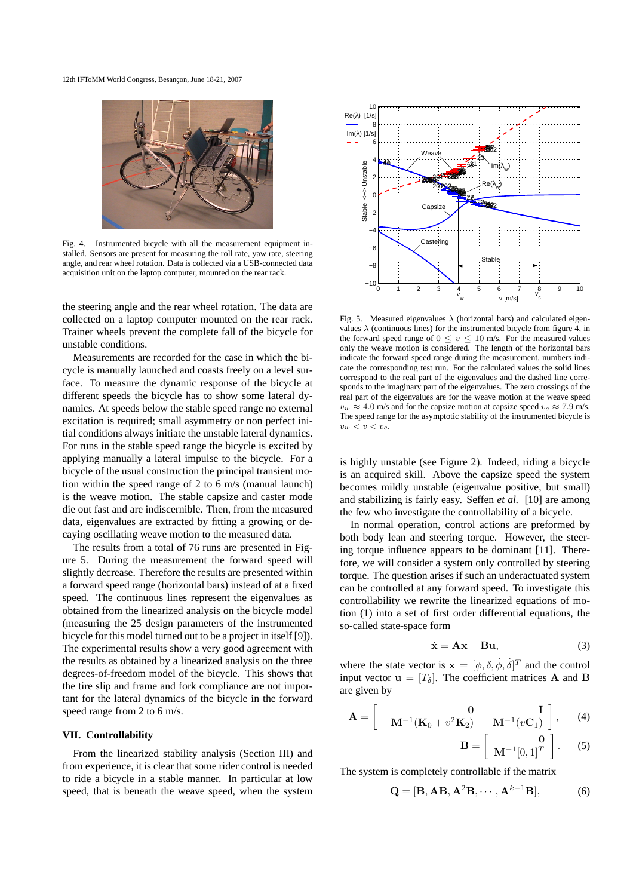Fig. 4. Instrumented bicycle with all the measurement equipment installed. Sensors are present for measuring the roll rate, yaw rate, steering angle, and rear wheel rotation. Data is collected via a USB-connected data acquisition unit on the laptop computer, mounted on the rear rack.

the steering angle and the rear wheel rotation. The data are collected on a laptop computer mounted on the rear rack. Trainer wheels prevent the complete fall of the bicycle for unstable conditions.

Measurements are recorded for the case in which the bicycle is manually launched and coasts freely on a level surface. To measure the dynamic response of the bicycle at different speeds the bicycle has to show some lateral dynamics. At speeds below the stable speed range no external excitation is required; small asymmetry or non perfect initial conditions always initiate the unstable lateral dynamics. For runs in the stable speed range the bicycle is excited by applying manually a lateral impulse to the bicycle. For a bicycle of the usual construction the principal transient motion within the speed range of 2 to 6 m/s (manual launch) is the weave motion. The stable capsize and caster mode die out fast and are indiscernible. Then, from the measured data, eigenvalues are extracted by fitting a growing or decaying oscillating weave motion to the measured data.

The results from a total of 76 runs are presented in Figure 5. During the measurement the forward speed will slightly decrease. Therefore the results are presented within a forward speed range (horizontal bars) instead of at a fixed speed. The continuous lines represent the eigenvalues as obtained from the linearized analysis on the bicycle model (measuring the 25 design parameters of the instrumented bicycle for this model turned out to be a project in itself [9]). The experimental results show a very good agreement with the results as obtained by a linearized analysis on the three degrees-of-freedom model of the bicycle. This shows that the tire slip and frame and fork compliance are not important for the lateral dynamics of the bicycle in the forward speed range from 2 to 6 m/s.

## VII. Controllability

From the linearized stability analysis (Section III) and from experience, it is clear that some rider control is needed to ride a bicycle in a stable manner. In particular at low speed, that is beneath the weave speed, when the system is highly unstable (see Figure 2). Indeed, riding a bicycle is an acquired skill. Above the capsize speed the system becomes mildly unstable (eigenvalue positive, but small) and stabilizing is fairly easy. Seffen *et al.* [10] are among the few who investigate the controllability of a bicycle.

Fig. 5. Measured eigenvalues $\lambda$ (horizontal bars) and calculated eigenvalues $\lambda$ (continuous lines) for the instrumented bicycle from figure 4, in the forward speed range of $0 \leq v \leq 10$ m/s. For the measured values only the weave motion is considered. The length of the horizontal bars indicate the forward speed range during the measurement, numbers indicate the corresponding test run. For the calculated values the solid lines correspond to the real part of the eigenvalues and the dashed line corresponds to the imaginary part of the eigenvalues. The zero crossings of the real part of the eigenvalues are for the weave motion at the weave speed $v_w \approx 4.0$ m/s and for the capsize motion at capsize speed $v_c \approx 7.9$ m/s. The speed range for the asymptotic stability of the instrumented bicycle is $v_w < v < v_c$.

In normal operation, control actions are preformed by both body lean and steering torque. However, the steering torque influence appears to be dominant [11]. Therefore, we will consider a system only controlled by steering torque. The question arises if such an underactuated system can be controlled at any forward speed. To investigate this controllability we rewrite the linearized equations of motion (1) into a set of first order differential equations, the so-called state-space form

$$\dot{\mathbf{x}} = \mathbf{A}\mathbf{x} + \mathbf{B}\mathbf{u}, \tag{3}$$

where the state vector is $\mathbf{x} = [\phi, \delta, \dot{\phi}, \dot{\delta}]^T$ and the control input vector $\mathbf{u} = [T_\delta]$. The coefficient matrices $\mathbf{A}$ and $\mathbf{B}$ are given by

$$\mathbf{A} = \begin{bmatrix} \mathbf{0} & \mathbf{I} \\ -\mathbf{M}^{-1}(\mathbf{K}_0 + v^2\mathbf{K}_2) & -\mathbf{M}^{-1}(v\mathbf{C}_1) \end{bmatrix}, \tag{4}$$

$$\mathbf{B} = \begin{bmatrix} \mathbf{0} \\ \mathbf{M}^{-1}[0,1]^T \end{bmatrix}. \tag{5}$$

The system is completely controllable if the matrix

$$\mathbf{Q} = [\mathbf{B}, \mathbf{A}\mathbf{B}, \mathbf{A}^2\mathbf{B}, \cdots, \mathbf{A}^{k-1}\mathbf{B}], \tag{6}$$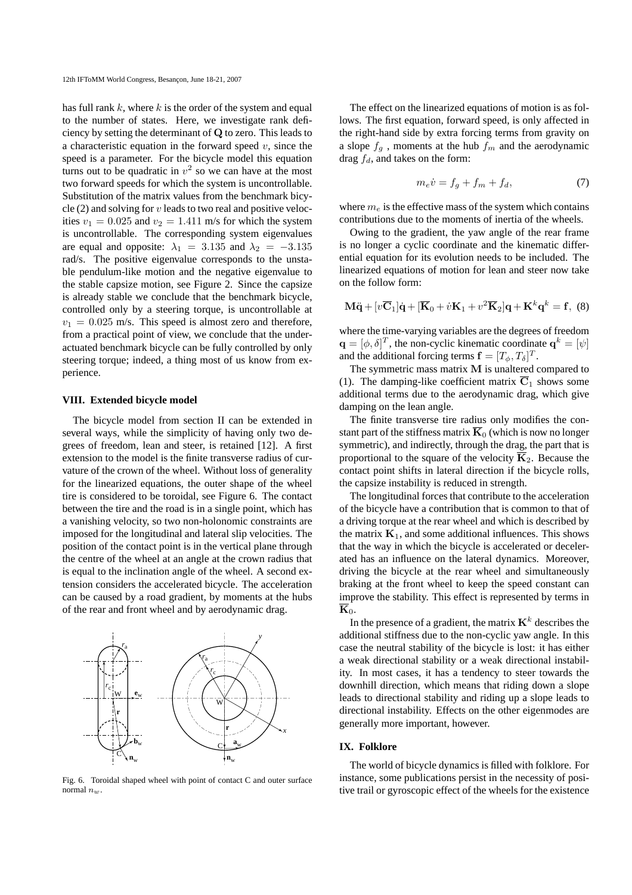has full rank $k$, where $k$ is the order of the system and equal to the number of states. Here, we investigate rank deficiency by setting the determinant of $\mathbf{Q}$ to zero. This leads to a characteristic equation in the forward speed $v$, since the speed is a parameter. For the bicycle model this equation turns out to be quadratic in $v^2$ so we can have at the most two forward speeds for which the system is uncontrollable. Substitution of the matrix values from the benchmark bicycle (2) and solving for $v$ leads to two real and positive velocities $v_1 = 0.025$ and $v_2 = 1.411$ m/s for which the system is uncontrollable. The corresponding system eigenvalues are equal and opposite: $\lambda_1 = 3.135$ and $\lambda_2 = -3.135$ rad/s. The positive eigenvalue corresponds to the unstable pendulum-like motion and the negative eigenvalue to the stable capsize motion, see Figure 2. Since the capsize is already stable we conclude that the benchmark bicycle, controlled only by a steering torque, is uncontrollable at $v_1 = 0.025$ m/s. This speed is almost zero and therefore, from a practical point of view, we conclude that the underactuated benchmark bicycle can be fully controlled by only steering torque; indeed, a thing most of us know from experience.

## VIII. Extended bicycle model

The bicycle model from section II can be extended in several ways, while the simplicity of having only two degrees of freedom, lean and steer, is retained [12]. A first extension to the model is the finite transverse radius of curvature of the crown of the wheel. Without loss of generality for the linearized equations, the outer shape of the wheel tire is considered to be toroidal, see Figure 6. The contact between the tire and the road is in a single point, which has a vanishing velocity, so two non-holonomic constraints are imposed for the longitudinal and lateral slip velocities. The position of the contact point is in the vertical plane through the centre of the wheel at an angle at the crown radius that is equal to the inclination angle of the wheel. A second extension considers the accelerated bicycle. The acceleration can be caused by a road gradient, by moments at the hubs of the rear and front wheel and by aerodynamic drag.

Fig. 6. Toroidal shaped wheel with point of contact C and outer surface normal $n_w$.

The effect on the linearized equations of motion is as follows. The first equation, forward speed, is only affected in the right-hand side by extra forcing terms from gravity on a slope $f_g$ , moments at the hub $f_m$ and the aerodynamic drag $f_d$, and takes on the form:

$$m_e \dot{v} = f_g + f_m + f_d, \tag{7}$$

where $m_e$ is the effective mass of the system which contains contributions due to the moments of inertia of the wheels.

Owing to the gradient, the yaw angle of the rear frame is no longer a cyclic coordinate and the kinematic differential equation for its evolution needs to be included. The linearized equations of motion for lean and steer now take on the follow form:

$$\mathbf{M}\ddot{\mathbf{q}} + [v\overline{\mathbf{C}}_1]\dot{\mathbf{q}} + [\overline{\mathbf{K}}_0 + \dot{v}\mathbf{K}_1 + v^2\overline{\mathbf{K}}_2]\mathbf{q} + \mathbf{K}^k\mathbf{q}^k = \mathbf{f}, \tag{8}$$

where the time-varying variables are the degrees of freedom $\mathbf{q} = [\phi, \delta]^T$, the non-cyclic kinematic coordinate $\mathbf{q}^k = [\psi]$ and the additional forcing terms $\mathbf{f} = [T_\phi, T_\delta]^T$.

The symmetric mass matrix $\mathbf{M}$ is unaltered compared to (1). The damping-like coefficient matrix $\overline{\mathbf{C}}_1$ shows some additional terms due to the aerodynamic drag, which give damping on the lean angle.

The finite transverse tire radius only modifies the constant part of the stiffness matrix $\overline{\mathbf{K}}_0$ (which is now no longer symmetric), and indirectly, through the drag, the part that is proportional to the square of the velocity $\overline{\mathbf{K}}_2$. Because the contact point shifts in lateral direction if the bicycle rolls, the capsize instability is reduced in strength.

The longitudinal forces that contribute to the acceleration of the bicycle have a contribution that is common to that of a driving torque at the rear wheel and which is described by the matrix $\mathbf{K}_1$, and some additional influences. This shows that the way in which the bicycle is accelerated or decelerated has an influence on the lateral dynamics. Moreover, driving the bicycle at the rear wheel and simultaneously braking at the front wheel to keep the speed constant can improve the stability. This effect is represented by terms in $\overline{\mathbf{K}}_0$.

In the presence of a gradient, the matrix $\mathbf{K}^k$ describes the additional stiffness due to the non-cyclic yaw angle. In this case the neutral stability of the bicycle is lost: it has either a weak directional stability or a weak directional instability. In most cases, it has a tendency to steer towards the downhill direction, which means that riding down a slope leads to directional stability and riding up a slope leads to directional instability. Effects on the other eigenmodes are generally more important, however.

## IX. Folklore

The world of bicycle dynamics is filled with folklore. For instance, some publications persist in the necessity of positive trail or gyroscopic effect of the wheels for the existence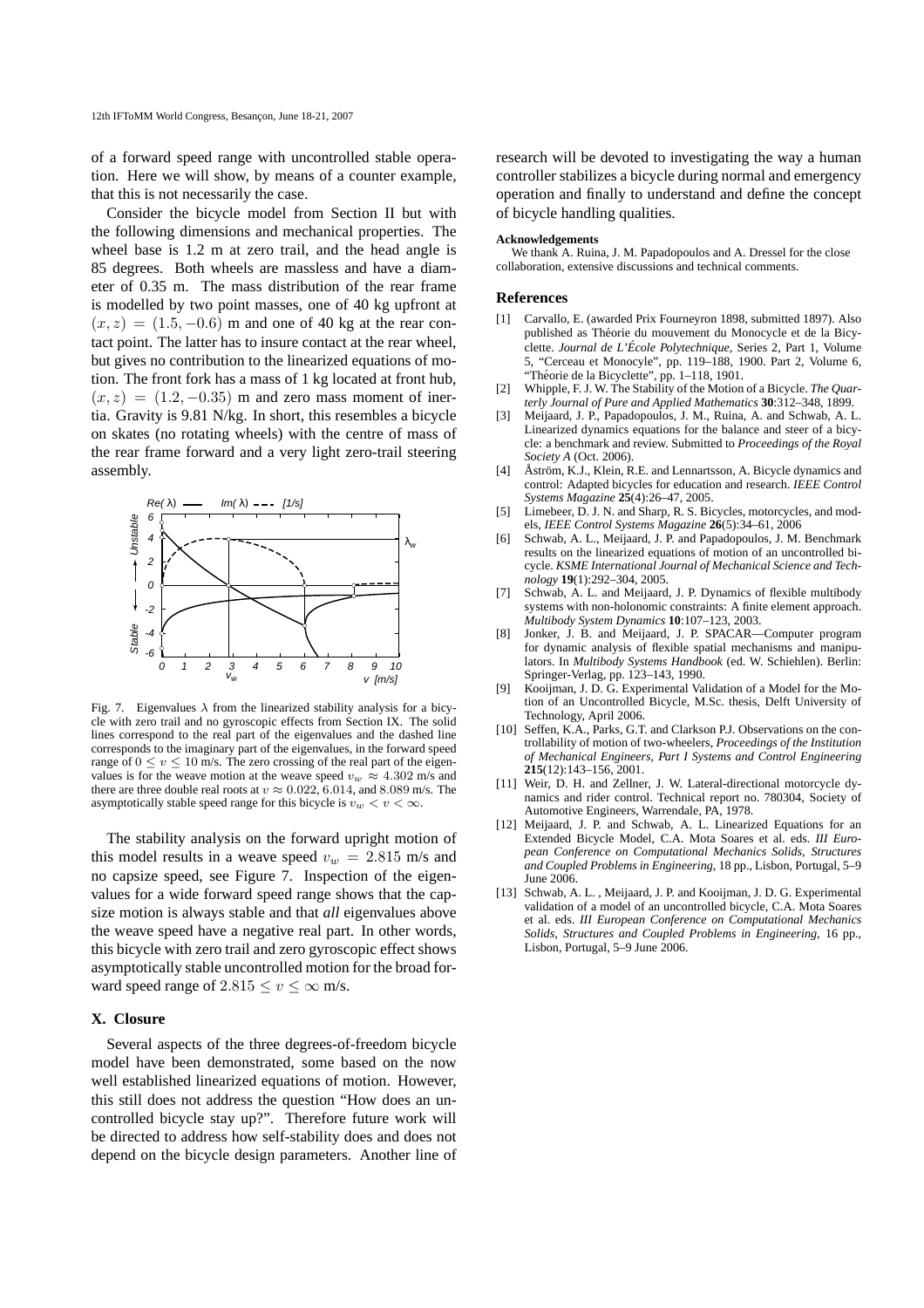of a forward speed range with uncontrolled stable operation. Here we will show, by means of a counter example, that this is not necessarily the case.

Consider the bicycle model from Section II but with the following dimensions and mechanical properties. The wheel base is 1.2 m at zero trail, and the head angle is 85 degrees. Both wheels are massless and have a diameter of 0.35 m. The mass distribution of the rear frame is modelled by two point masses, one of 40 kg upfront at $(x, z) = (1.5, -0.6)$ m and one of 40 kg at the rear contact point. The latter has to insure contact at the rear wheel, but gives no contribution to the linearized equations of motion. The front fork has a mass of 1 kg located at front hub, $(x, z) = (1.2, -0.35)$ m and zero mass moment of inertia. Gravity is 9.81 N/kg. In short, this resembles a bicycle on skates (no rotating wheels) with the centre of mass of the rear frame forward and a very light zero-trail steering assembly.

Re( λ ) —— Im( λ ) - - - [1/s]

Unstable

Stable

6
4
2
0
-2
-4
-6

0 1 2 3 4 5 6 7 8 9 10

$v_w$

v [m/s]

$\lambda_w$

Fig. 7. Eigenvalues $\lambda$ from the linearized stability analysis for a bicycle with zero trail and no gyroscopic effects from Section IX. The solid lines correspond to the real part of the eigenvalues and the dashed line corresponds to the imaginary part of the eigenvalues, in the forward speed range of $0 \le v \le 10$ m/s. The zero crossing of the real part of the eigenvalues is for the weave motion at the weave speed $v_w \approx 4.302$ m/s and there are three double real roots at $v \approx 0.022$, $6.014$, and $8.089$ m/s. The asymptotically stable speed range for this bicycle is $v_w < v < \infty$.

The stability analysis on the forward upright motion of this model results in a weave speed $v_w = 2.815$ m/s and no capsize speed, see Figure 7. Inspection of the eigenvalues for a wide forward speed range shows that the capsize motion is always stable and that *all* eigenvalues above the weave speed have a negative real part. In other words, this bicycle with zero trail and zero gyroscopic effect shows asymptotically stable uncontrolled motion for the broad forward speed range of $2.815 \le v \le \infty$ m/s.

### X. Closure

Several aspects of the three degrees-of-freedom bicycle model have been demonstrated, some based on the now well established linearized equations of motion. However, this still does not address the question "How does an uncontrolled bicycle stay up?". Therefore future work will be directed to address how self-stability does and does not depend on the bicycle design parameters. Another line of research will be devoted to investigating the way a human controller stabilizes a bicycle during normal and emergency operation and finally to understand and define the concept of bicycle handling qualities.

#### Acknowledgements

We thank A. Ruina, J. M. Papadopoulos and A. Dressel for the close collaboration, extensive discussions and technical comments.

### References

[1] Carvallo, E. (awarded Prix Fourneyron 1898, submitted 1897). Also published as Théorie du mouvement du Monocycle et de la Bicyclette. *Journal de L'École Polytechnique*, Series 2, Part 1, Volume 5, "Cerceau et Monocycle", pp. 119–188, 1900. Part 2, Volume 6, "Théorie de la Bicyclette", pp. 1–118, 1901.

[2] Whipple, F. J. W. The Stability of the Motion of a Bicycle. *The Quarterly Journal of Pure and Applied Mathematics* **30**:312–348, 1899.

[3] Meijaard, J. P., Papadopoulos, J. M., Ruina, A. and Schwab, A. L. Linearized dynamics equations for the balance and steer of a bicycle: a benchmark and review. Submitted to *Proceedings of the Royal Society A* (Oct. 2006).

[4] Åström, K.J., Klein, R.E. and Lennartsson, A. Bicycle dynamics and control: Adapted bicycles for education and research. *IEEE Control Systems Magazine* **25**(4):26–47, 2005.

[5] Limebeer, D. J. N. and Sharp, R. S. Bicycles, motorcycles, and models, *IEEE Control Systems Magazine* **26**(5):34–61, 2006

[6] Schwab, A. L., Meijaard, J. P. and Papadopoulos, J. M. Benchmark results on the linearized equations of motion of an uncontrolled bicycle. *KSME International Journal of Mechanical Science and Technology* **19**(1):292–304, 2005.

[7] Schwab, A. L. and Meijaard, J. P. Dynamics of flexible multibody systems with non-holonomic constraints: A finite element approach. *Multibody System Dynamics* **10**:107–123, 2003.

[8] Jonker, J. B. and Meijaard, J. P. SPACAR—Computer program for dynamic analysis of flexible spatial mechanisms and manipulators. In *Multibody Systems Handbook* (ed. W. Schiehlen). Berlin: Springer-Verlag, pp. 123–143, 1990.

[9] Kooijman, J. D. G. Experimental Validation of a Model for the Motion of an Uncontrolled Bicycle, M.Sc. thesis, Delft University of Technology, April 2006.

[10] Seffen, K.A., Parks, G.T. and Clarkson P.J. Observations on the controllability of motion of two-wheelers, *Proceedings of the Institution of Mechanical Engineers, Part I Systems and Control Engineering* **215**(12):143–156, 2001.

[11] Weir, D. H. and Zellner, J. W. Lateral-directional motorcycle dynamics and rider control. Technical report no. 780304, Society of Automotive Engineers, Warrendale, PA, 1978.

[12] Meijaard, J. P. and Schwab, A. L. Linearized Equations for an Extended Bicycle Model, C.A. Mota Soares et al. eds. *III European Conference on Computational Mechanics Solids, Structures and Coupled Problems in Engineering*, 18 pp., Lisbon, Portugal, 5–9 June 2006.

[13] Schwab, A. L. , Meijaard, J. P. and Kooijman, J. D. G. Experimental validation of a model of an uncontrolled bicycle, C.A. Mota Soares et al. eds. *III European Conference on Computational Mechanics Solids, Structures and Coupled Problems in Engineering*, 16 pp., Lisbon, Portugal, 5–9 June 2006.